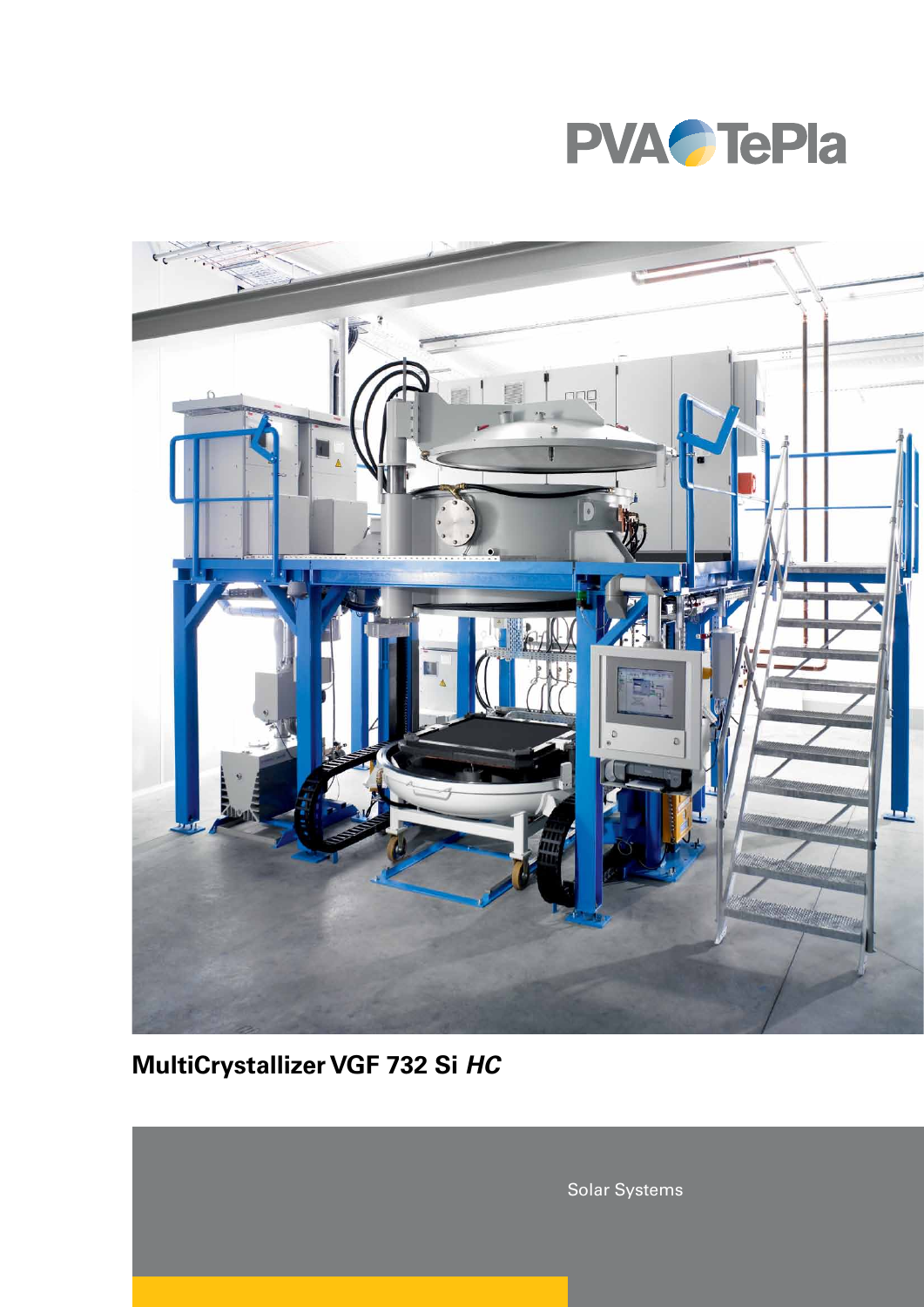PVA TePla

# MultiCrystallizer VGF 732 Si *HC*

Solar Systems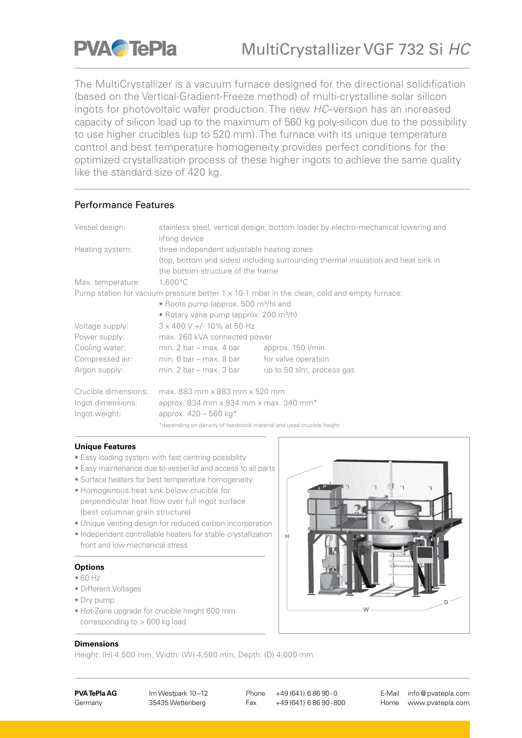# MultiCrystallizer VGF 732 Si *HC*

The MultiCrystallizer is a vacuum furnace designed for the directional solidification (based on the Vertical-Gradient-Freeze method) of multi-crystalline solar silicon ingots for photovoltaic wafer production. The new *HC*–version has an increased capacity of silicon load up to the maximum of 560 kg poly-silicon due to the possibility to use higher crucibles (up to 520 mm). The furnace with its unique temperature control and best temperature homogeneity provides perfect conditions for the optimized crystallization process of these higher ingots to achieve the same quality like the standard size of 420 kg.

## Performance Features

Vessel design: stainless steel, vertical design, bottom loader by electro-mechanical lowering and lifting device

Heating system: three independent adjustable heating zones (top, bottom and sides) including surrounding thermal insulation and heat sink in the bottom structure of the frame

Max. temperature: 1,600°C

Pump station for vacuum pressure better 1 x 10-1 mbar in the clean, cold and empty furnace:

- Roots pump (approx. 500 m³/h) and
- Rotary vane pump (approx. 200 m³/h)

| | | |
|---|---|---|
| Voltage supply: | 3 x 400 V +/- 10% at 50 Hz | |
| Power supply: | max. 260 kVA connected power | |
| Cooling water: | min. 2 bar – max. 4 bar | approx. 150 l/min |
| Compressed air: | min. 6 bar – max. 8 bar | for valve operation |
| Argon supply: | min. 2 bar – max. 3 bar | up to 50 slm, process gas |

| | |
|---|---|
| Crucible dimensions: | max. 883 mm x 883 mm x 520 mm |
| Ingot dimensions: | approx. 834 mm x 834 mm x max. 340 mm* |
| Ingot weight: | approx. 420 – 560 kg* |

*depending on density of feedstock material and used crucible height

### Unique Features

- Easy loading system with fast centring possibility
- Easy maintenance due to vessel lid and access to all parts
- Surface heaters for best temperature homogeneity
- Homogenous heat sink below crucible for perpendicular heat flow over full ingot surface (best columnar grain structure)
- Unique venting design for reduced carbon incorporation
- Independent controllable heaters for stable crystallization front and low mechanical stress

H

W

D

### Options

- 60 Hz
- Different Voltages
- Dry pump
- Hot-Zone upgrade for crucible height 600 mm corresponding to > 600 kg load

### Dimensions

Height: (H) 4,500 mm, Width: (W) 4,500 mm, Depth: (D) 4,000 mm

**PVA TePla AG**
Germany

Im Westpark 10 –12
35435 Wettenberg

Phone +49 (641) 6 86 90 - 0
Fax +49 (641) 6 86 90 - 800

E-Mail info@pvatepla.com
Home www.pvatepla.com